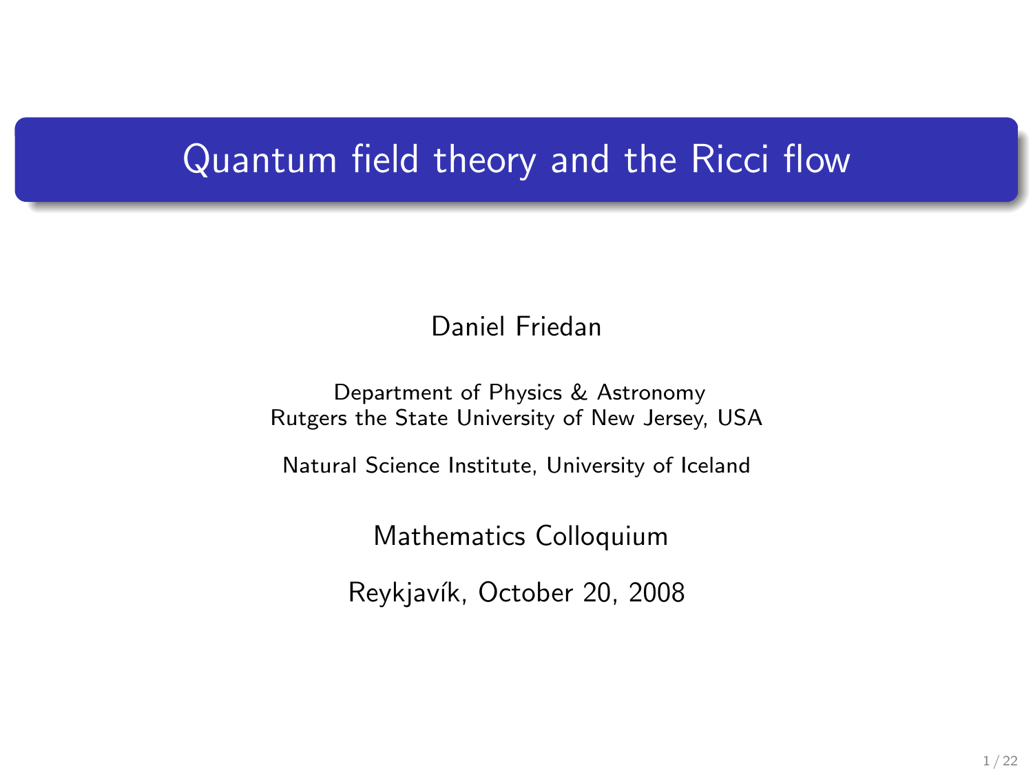# Quantum field theory and the Ricci flow

Daniel Friedan

Department of Physics & Astronomy
Rutgers the State University of New Jersey, USA

Natural Science Institute, University of Iceland

Mathematics Colloquium

Reykjavík, October 20, 2008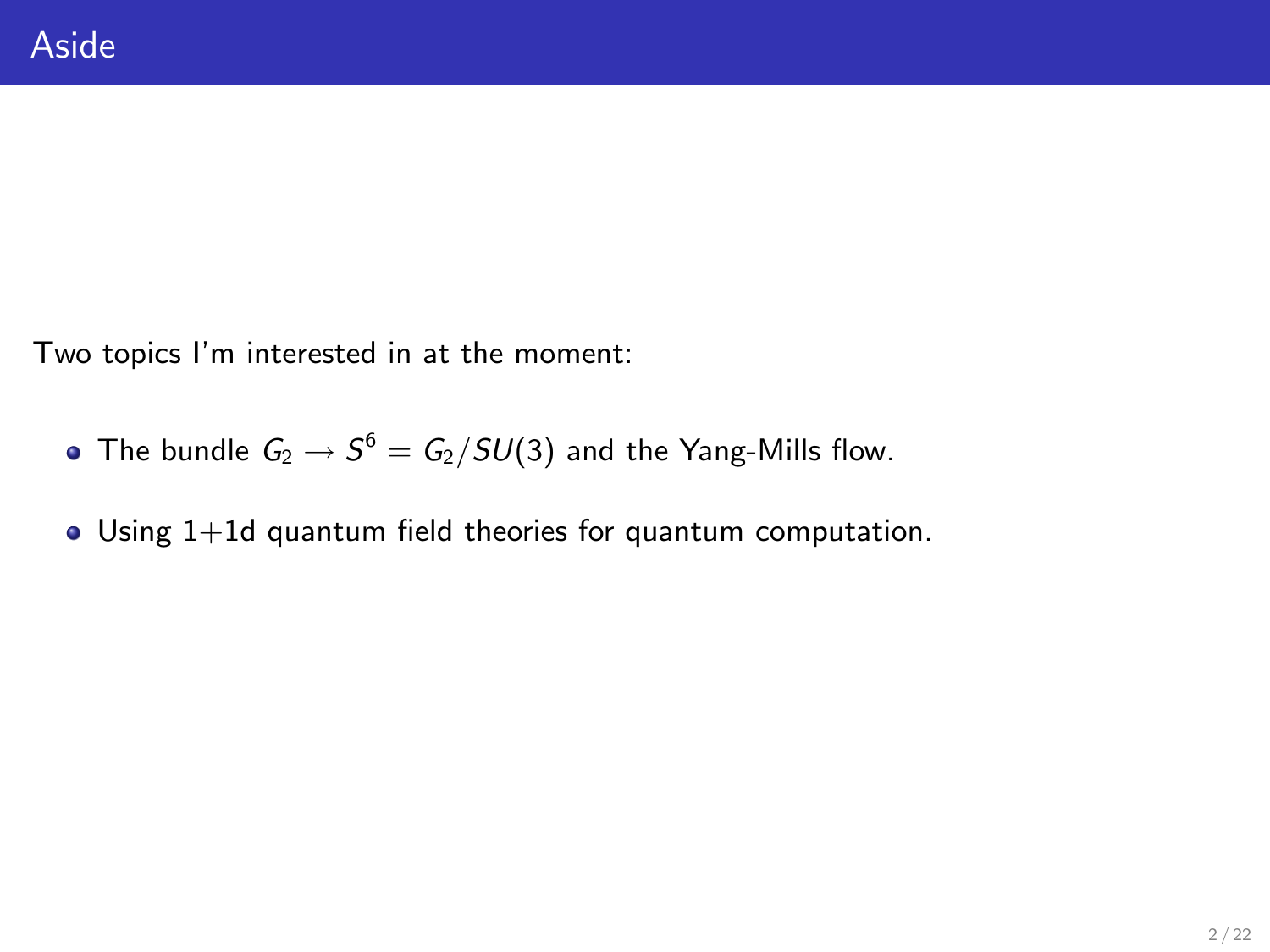# Aside

Two topics I'm interested in at the moment:

- The bundle $G_2 \to S^6 = G_2/SU(3)$ and the Yang-Mills flow.
- Using 1+1d quantum field theories for quantum computation.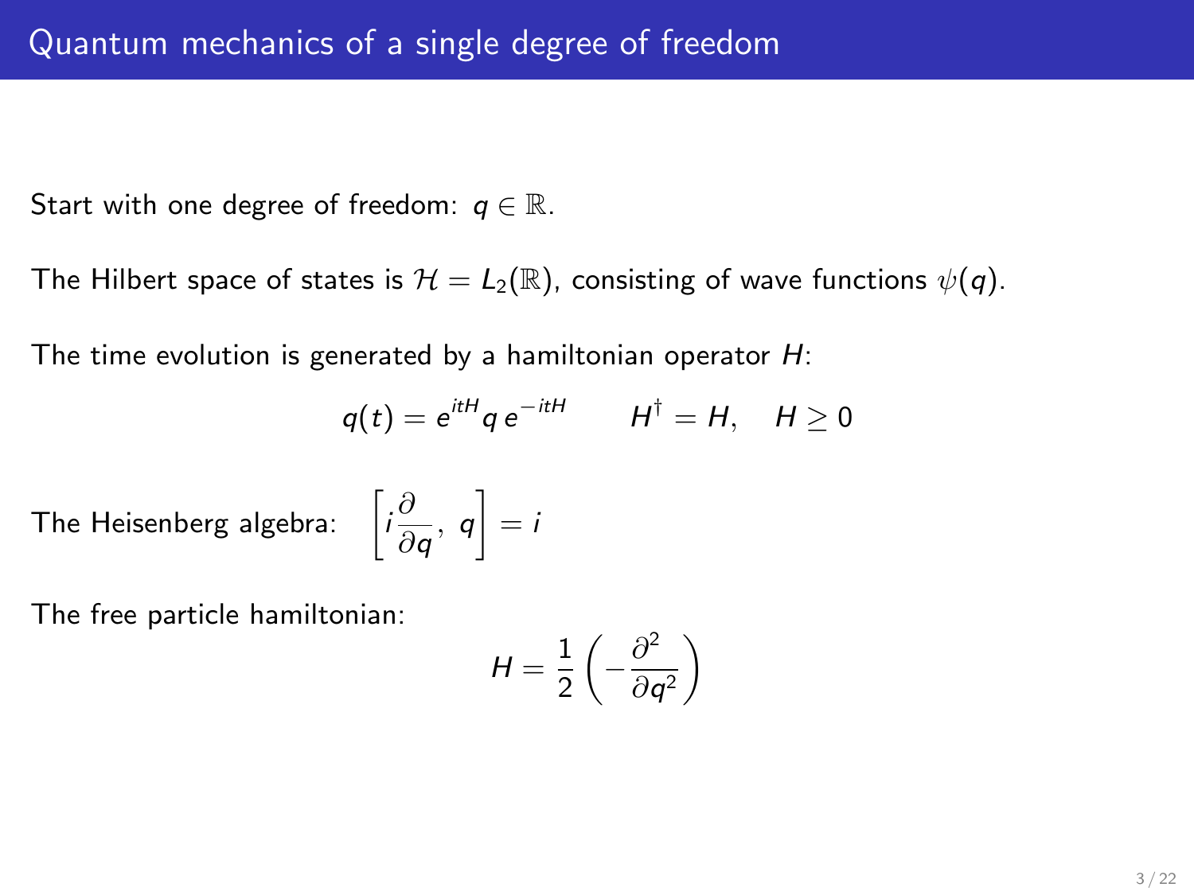# Quantum mechanics of a single degree of freedom

Start with one degree of freedom: $q \in \mathbb{R}$.

The Hilbert space of states is $\mathcal{H} = L_2(\mathbb{R})$, consisting of wave functions $\psi(q)$.

The time evolution is generated by a hamiltonian operator $H$:

$$q(t) = e^{itH} q \, e^{-itH} \qquad H^\dagger = H, \quad H \geq 0$$

The Heisenberg algebra: $\left[ i \dfrac{\partial}{\partial q}, \; q \right] = i$

The free particle hamiltonian:

$$H = \frac{1}{2} \left( - \frac{\partial^2}{\partial q^2} \right)$$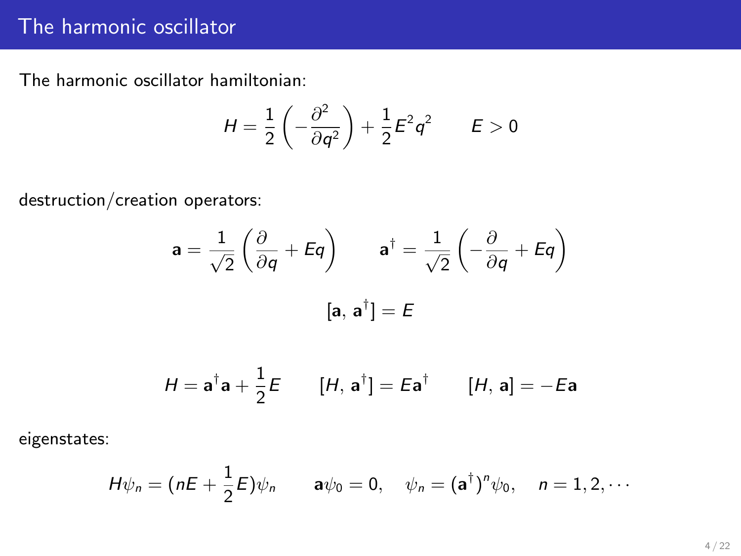# The harmonic oscillator

The harmonic oscillator hamiltonian:

$$H = \frac{1}{2}\left(-\frac{\partial^2}{\partial q^2}\right) + \frac{1}{2}E^2 q^2 \qquad E > 0$$

destruction/creation operators:

$$\mathbf{a} = \frac{1}{\sqrt{2}}\left(\frac{\partial}{\partial q} + Eq\right) \qquad \mathbf{a}^\dagger = \frac{1}{\sqrt{2}}\left(-\frac{\partial}{\partial q} + Eq\right)$$

$$[\mathbf{a},\, \mathbf{a}^\dagger] = E$$

$$H = \mathbf{a}^\dagger \mathbf{a} + \frac{1}{2}E \qquad [H,\, \mathbf{a}^\dagger] = E\mathbf{a}^\dagger \qquad [H,\, \mathbf{a}] = -E\mathbf{a}$$

eigenstates:

$$H\psi_n = (nE + \frac{1}{2}E)\psi_n \qquad \mathbf{a}\psi_0 = 0, \quad \psi_n = (\mathbf{a}^\dagger)^n \psi_0, \quad n = 1, 2, \cdots$$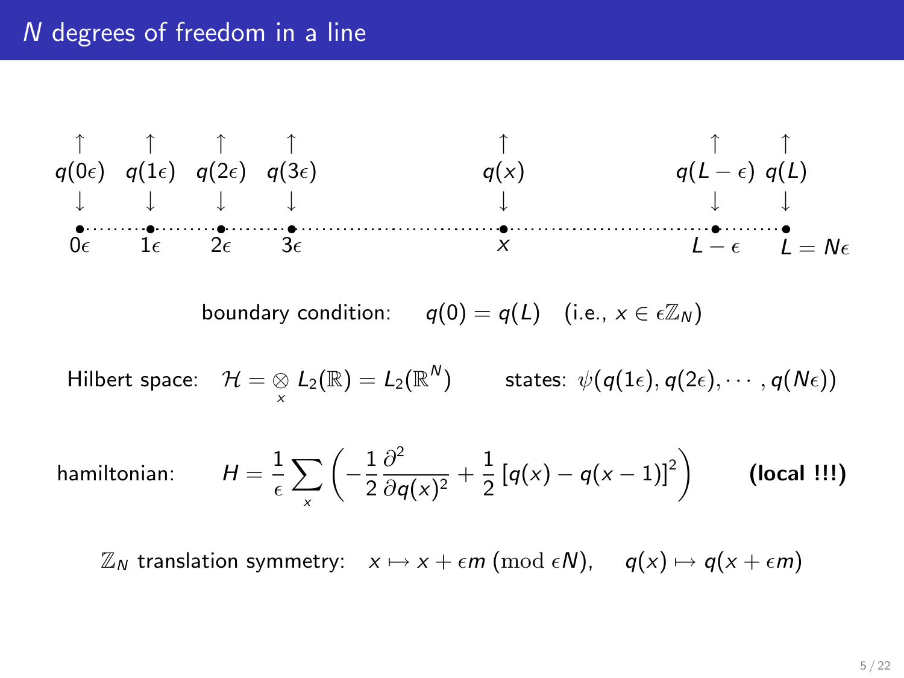# $N$ degrees of freedom in a line

$$
\begin{array}{ccccccc}
\uparrow & \uparrow & \uparrow & \uparrow & \uparrow & \uparrow & \uparrow \\
q(0\epsilon) & q(1\epsilon) & q(2\epsilon) & q(3\epsilon) & q(x) & q(L-\epsilon) & q(L) \\
\downarrow & \downarrow & \downarrow & \downarrow & \downarrow & \downarrow & \downarrow \\
0\epsilon & 1\epsilon & 2\epsilon & 3\epsilon & x & L-\epsilon & L = N\epsilon
\end{array}
$$

boundary condition: $q(0) = q(L)$ (i.e., $x \in \epsilon\mathbb{Z}_N$)

Hilbert space: $\mathcal{H} = \bigotimes_x L_2(\mathbb{R}) = L_2(\mathbb{R}^N)$ states: $\psi(q(1\epsilon), q(2\epsilon), \cdots, q(N\epsilon))$

hamiltonian:

$$
H = \frac{1}{\epsilon} \sum_x \left( -\frac{1}{2} \frac{\partial^2}{\partial q(x)^2} + \frac{1}{2} \left[ q(x) - q(x-1) \right]^2 \right)
$$

**(local !!!)**

$\mathbb{Z}_N$ translation symmetry: $x \mapsto x + \epsilon m \; (\mathrm{mod}\; \epsilon N)$, $q(x) \mapsto q(x + \epsilon m)$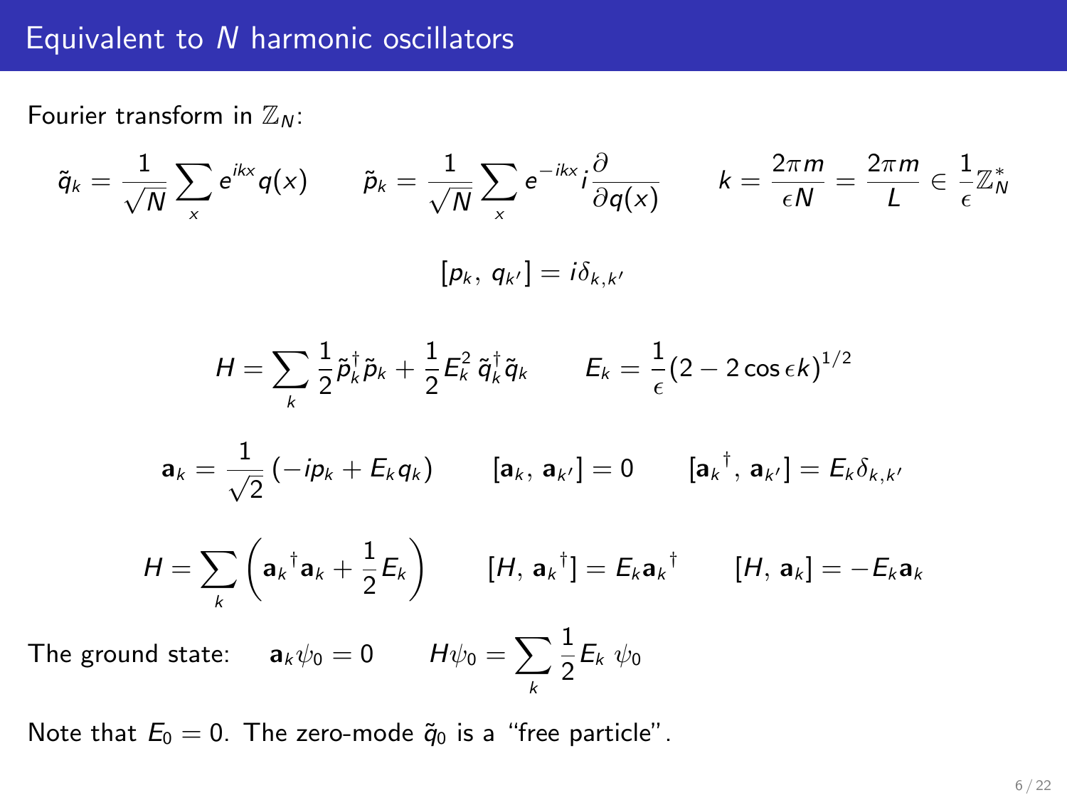# Equivalent to $N$ harmonic oscillators

Fourier transform in $\mathbb{Z}_N$:

$$\tilde{q}_k = \frac{1}{\sqrt{N}} \sum_x e^{ikx} q(x) \qquad \tilde{p}_k = \frac{1}{\sqrt{N}} \sum_x e^{-ikx} i \frac{\partial}{\partial q(x)} \qquad k = \frac{2\pi m}{\epsilon N} = \frac{2\pi m}{L} \in \frac{1}{\epsilon} \mathbb{Z}_N^*$$

$$[p_k,\, q_{k'}] = i \delta_{k,k'}$$

$$H = \sum_k \frac{1}{2} \tilde{p}_k^\dagger \tilde{p}_k + \frac{1}{2} E_k^2\, \tilde{q}_k^\dagger \tilde{q}_k \qquad E_k = \frac{1}{\epsilon} (2 - 2\cos \epsilon k)^{1/2}$$

$$\mathbf{a}_k = \frac{1}{\sqrt{2}} \left( -ip_k + E_k q_k \right) \qquad [\mathbf{a}_k,\, \mathbf{a}_{k'}] = 0 \qquad [{\mathbf{a}_k}^\dagger,\, \mathbf{a}_{k'}] = E_k \delta_{k,k'}$$

$$H = \sum_k \left( {\mathbf{a}_k}^\dagger \mathbf{a}_k + \frac{1}{2} E_k \right) \qquad [H,\, {\mathbf{a}_k}^\dagger] = E_k {\mathbf{a}_k}^\dagger \qquad [H,\, \mathbf{a}_k] = -E_k \mathbf{a}_k$$

The ground state: $\quad \mathbf{a}_k \psi_0 = 0 \qquad H\psi_0 = \sum_k \frac{1}{2} E_k\, \psi_0$

Note that $E_0 = 0$. The zero-mode $\tilde{q}_0$ is a "free particle".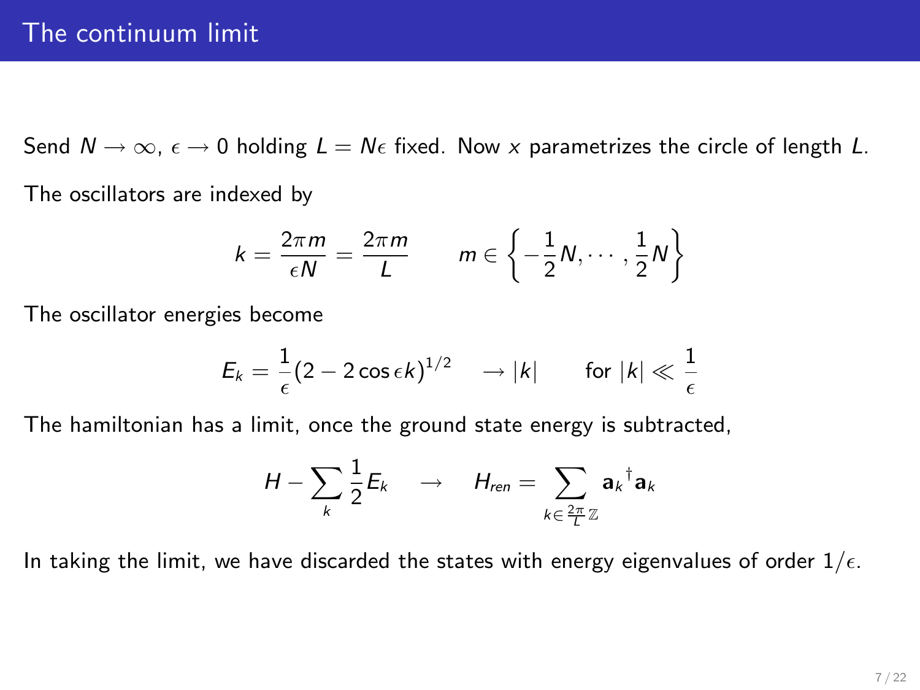# The continuum limit

Send $N \to \infty$, $\epsilon \to 0$ holding $L = N\epsilon$ fixed. Now $x$ parametrizes the circle of length $L$.

The oscillators are indexed by

$$k = \frac{2\pi m}{\epsilon N} = \frac{2\pi m}{L} \qquad m \in \left\{-\frac{1}{2}N, \cdots, \frac{1}{2}N\right\}$$

The oscillator energies become

$$E_k = \frac{1}{\epsilon}(2 - 2\cos\epsilon k)^{1/2} \quad \to |k| \qquad \text{for } |k| \ll \frac{1}{\epsilon}$$

The hamiltonian has a limit, once the ground state energy is subtracted,

$$H - \sum_k \frac{1}{2}E_k \quad \to \quad H_{ren} = \sum_{k \in \frac{2\pi}{L}\mathbb{Z}} \mathbf{a}_k{}^{\dagger}\mathbf{a}_k$$

In taking the limit, we have discarded the states with energy eigenvalues of order $1/\epsilon$.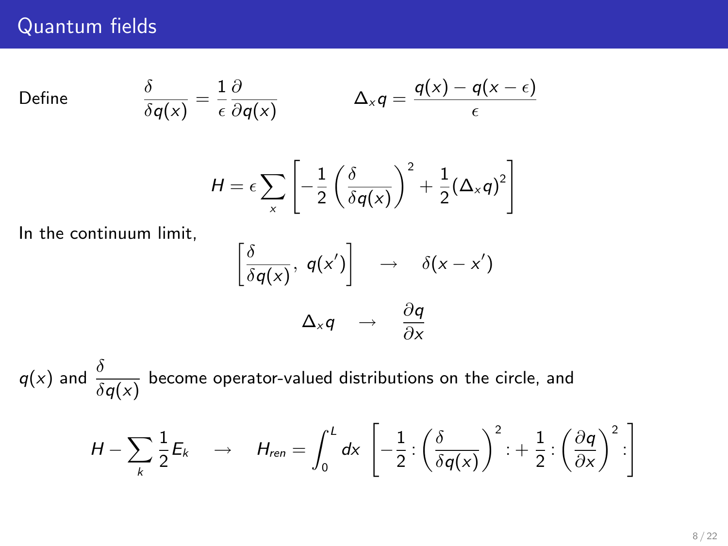## Quantum fields

Define
$$\frac{\delta}{\delta q(x)} = \frac{1}{\epsilon}\frac{\partial}{\partial q(x)} \qquad\qquad \Delta_x q = \frac{q(x) - q(x-\epsilon)}{\epsilon}$$

$$H = \epsilon \sum_x \left[ -\frac{1}{2}\left(\frac{\delta}{\delta q(x)}\right)^2 + \frac{1}{2}(\Delta_x q)^2 \right]$$

In the continuum limit,

$$\left[\frac{\delta}{\delta q(x)},\ q(x')\right] \quad \rightarrow \quad \delta(x - x')$$

$$\Delta_x q \quad \rightarrow \quad \frac{\partial q}{\partial x}$$

$q(x)$ and $\dfrac{\delta}{\delta q(x)}$ become operator-valued distributions on the circle, and

$$H - \sum_k \frac{1}{2}E_k \quad \rightarrow \quad H_{ren} = \int_0^L dx\ \left[ -\frac{1}{2} : \left(\frac{\delta}{\delta q(x)}\right)^2 : + \frac{1}{2} : \left(\frac{\partial q}{\partial x}\right)^2 : \right]$$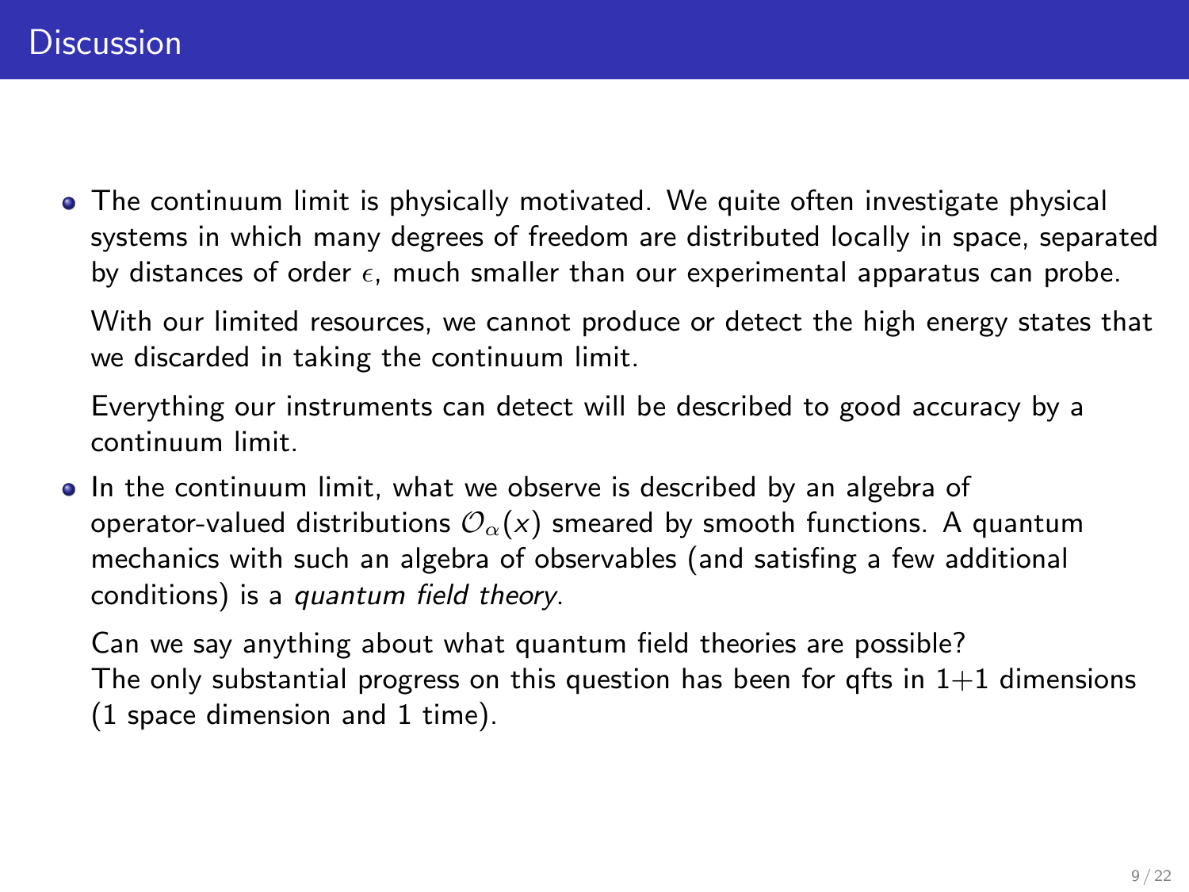# Discussion

- The continuum limit is physically motivated. We quite often investigate physical systems in which many degrees of freedom are distributed locally in space, separated by distances of order $\epsilon$, much smaller than our experimental apparatus can probe.

  With our limited resources, we cannot produce or detect the high energy states that we discarded in taking the continuum limit.

  Everything our instruments can detect will be described to good accuracy by a continuum limit.

- In the continuum limit, what we observe is described by an algebra of operator-valued distributions $\mathcal{O}_\alpha(x)$ smeared by smooth functions. A quantum mechanics with such an algebra of observables (and satisfing a few additional conditions) is a *quantum field theory*.

  Can we say anything about what quantum field theories are possible?
  The only substantial progress on this question has been for qfts in 1+1 dimensions (1 space dimension and 1 time).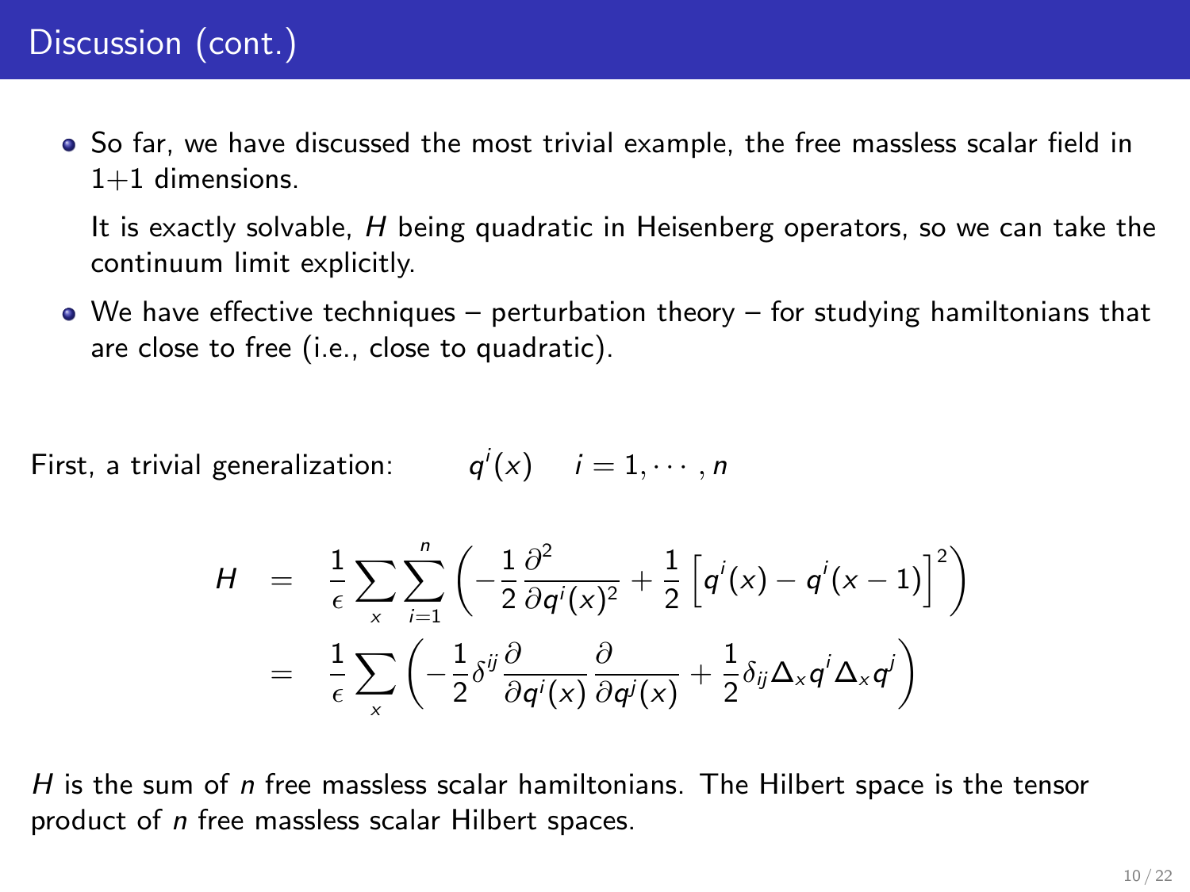## Discussion (cont.)

- So far, we have discussed the most trivial example, the free massless scalar field in 1+1 dimensions.

  It is exactly solvable, $H$ being quadratic in Heisenberg operators, so we can take the continuum limit explicitly.

- We have effective techniques – perturbation theory – for studying hamiltonians that are close to free (i.e., close to quadratic).

First, a trivial generalization: $\quad q^i(x) \quad i = 1, \cdots, n$

$$
\begin{aligned}
H &= \frac{1}{\epsilon} \sum_x \sum_{i=1}^n \left( -\frac{1}{2} \frac{\partial^2}{\partial q^i(x)^2} + \frac{1}{2} \left[ q^i(x) - q^i(x-1) \right]^2 \right) \\
&= \frac{1}{\epsilon} \sum_x \left( -\frac{1}{2} \delta^{ij} \frac{\partial}{\partial q^i(x)} \frac{\partial}{\partial q^j(x)} + \frac{1}{2} \delta_{ij} \Delta_x q^i \Delta_x q^j \right)
\end{aligned}
$$

$H$ is the sum of $n$ free massless scalar hamiltonians. The Hilbert space is the tensor product of $n$ free massless scalar Hilbert spaces.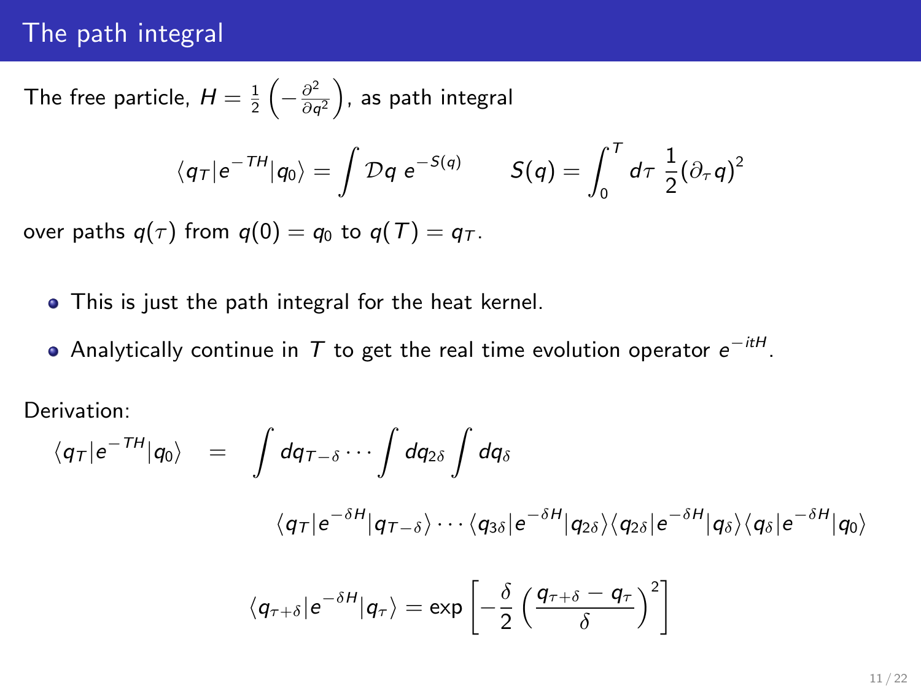## The path integral

The free particle, $H = \frac{1}{2}\left(-\frac{\partial^2}{\partial q^2}\right)$, as path integral

$$\langle q_T | e^{-TH} | q_0 \rangle = \int \mathcal{D}q \; e^{-S(q)} \qquad S(q) = \int_0^T d\tau \; \frac{1}{2}(\partial_\tau q)^2$$

over paths $q(\tau)$ from $q(0) = q_0$ to $q(T) = q_T$.

- This is just the path integral for the heat kernel.
- Analytically continue in $T$ to get the real time evolution operator $e^{-itH}$.

Derivation:

$$\langle q_T | e^{-TH} | q_0 \rangle = \int dq_{T-\delta} \cdots \int dq_{2\delta} \int dq_\delta$$

$$\langle q_T | e^{-\delta H} | q_{T-\delta} \rangle \cdots \langle q_{3\delta} | e^{-\delta H} | q_{2\delta} \rangle \langle q_{2\delta} | e^{-\delta H} | q_\delta \rangle \langle q_\delta | e^{-\delta H} | q_0 \rangle$$

$$\langle q_{\tau+\delta} | e^{-\delta H} | q_\tau \rangle = \exp\left[-\frac{\delta}{2}\left(\frac{q_{\tau+\delta} - q_\tau}{\delta}\right)^2\right]$$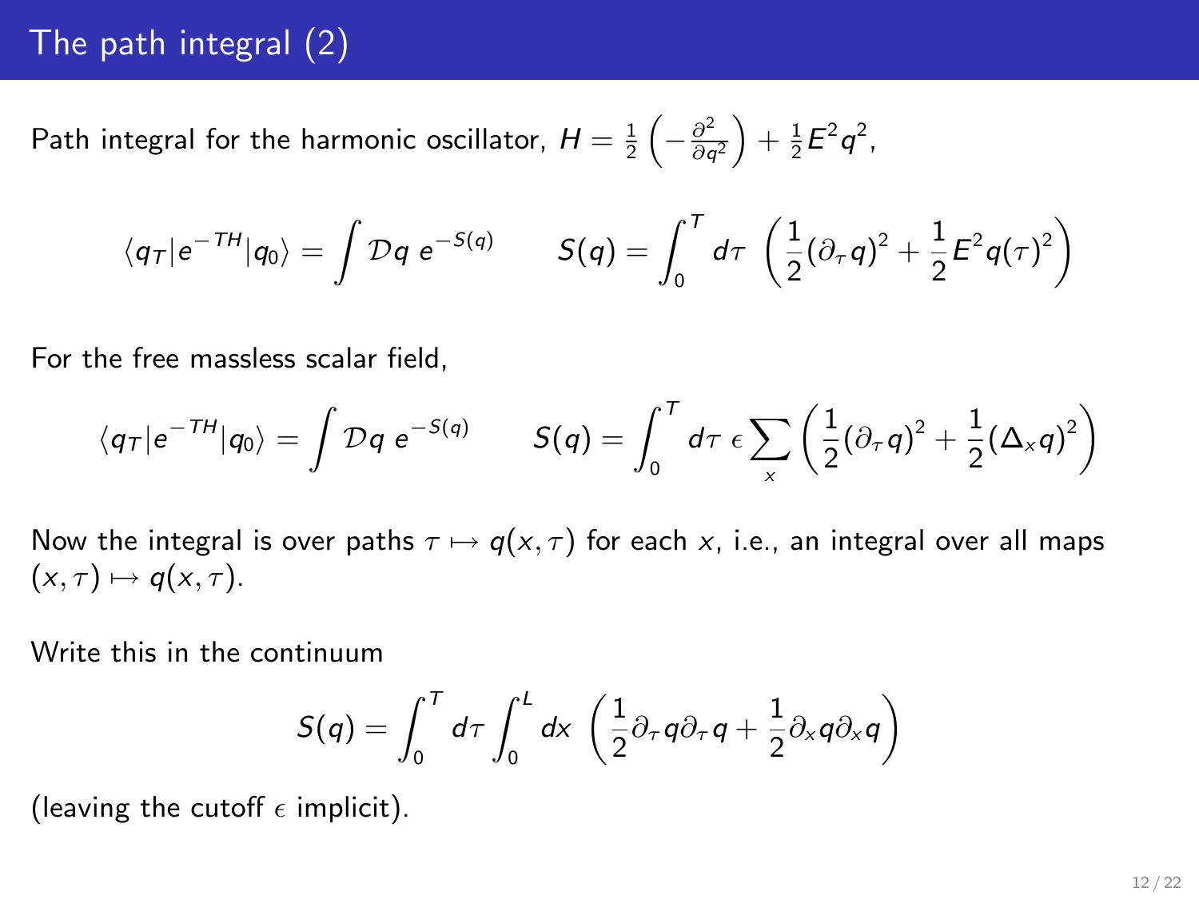# The path integral (2)

Path integral for the harmonic oscillator, $H = \frac{1}{2}\left(-\frac{\partial^2}{\partial q^2}\right) + \frac{1}{2}E^2 q^2$,

$$\langle q_T | e^{-TH} | q_0 \rangle = \int \mathcal{D}q \; e^{-S(q)} \qquad S(q) = \int_0^T d\tau \; \left( \frac{1}{2}(\partial_\tau q)^2 + \frac{1}{2} E^2 q(\tau)^2 \right)$$

For the free massless scalar field,

$$\langle q_T | e^{-TH} | q_0 \rangle = \int \mathcal{D}q \; e^{-S(q)} \qquad S(q) = \int_0^T d\tau \; \epsilon \sum_x \left( \frac{1}{2}(\partial_\tau q)^2 + \frac{1}{2}(\Delta_x q)^2 \right)$$

Now the integral is over paths $\tau \mapsto q(x, \tau)$ for each $x$, i.e., an integral over all maps $(x, \tau) \mapsto q(x, \tau)$.

Write this in the continuum

$$S(q) = \int_0^T d\tau \int_0^L dx \; \left( \frac{1}{2} \partial_\tau q \partial_\tau q + \frac{1}{2} \partial_x q \partial_x q \right)$$

(leaving the cutoff $\epsilon$ implicit).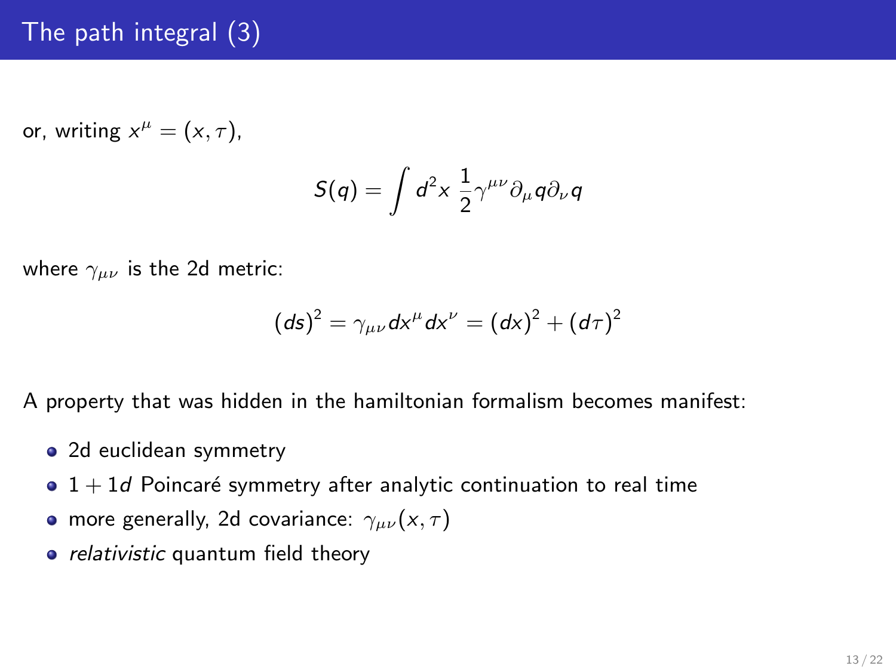# The path integral (3)

or, writing $x^\mu = (x, \tau)$,

$$S(q) = \int d^2x \; \frac{1}{2} \gamma^{\mu\nu} \partial_\mu q \partial_\nu q$$

where $\gamma_{\mu\nu}$ is the 2d metric:

$$(ds)^2 = \gamma_{\mu\nu} dx^\mu dx^\nu = (dx)^2 + (d\tau)^2$$

A property that was hidden in the hamiltonian formalism becomes manifest:

- 2d euclidean symmetry
- $1 + 1d$ Poincaré symmetry after analytic continuation to real time
- more generally, 2d covariance: $\gamma_{\mu\nu}(x, \tau)$
- *relativistic* quantum field theory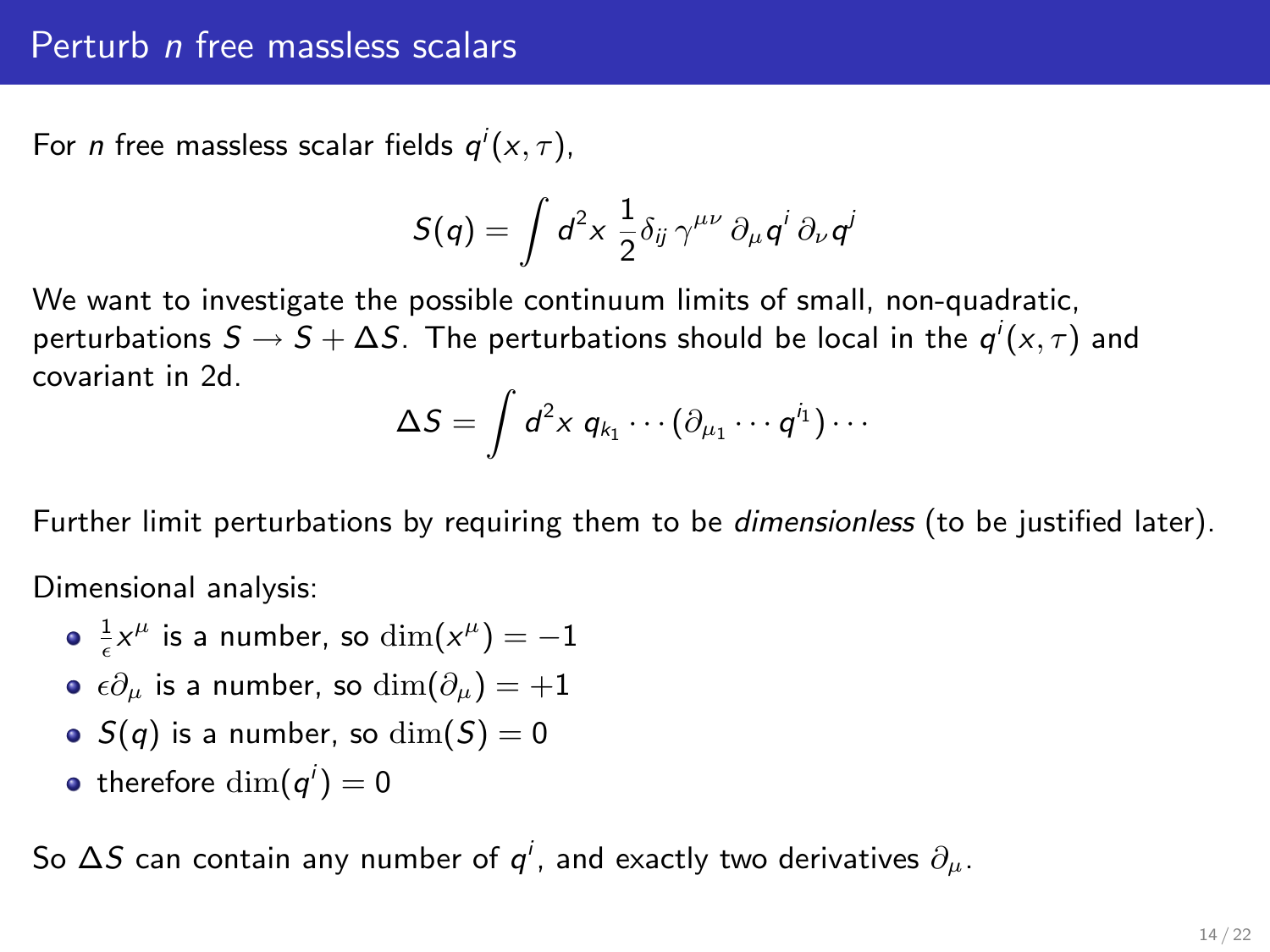## Perturb *n* free massless scalars

For *n* free massless scalar fields $q^i(x,\tau)$,

$$S(q) = \int d^2x \; \frac{1}{2}\delta_{ij}\, \gamma^{\mu\nu}\, \partial_\mu q^i\, \partial_\nu q^j$$

We want to investigate the possible continuum limits of small, non-quadratic, perturbations $S \to S + \Delta S$. The perturbations should be local in the $q^i(x,\tau)$ and covariant in 2d.

$$\Delta S = \int d^2x \; q_{k_1} \cdots (\partial_{\mu_1} \cdots q^{i_1}) \cdots$$

Further limit perturbations by requiring them to be *dimensionless* (to be justified later).

Dimensional analysis:

- $\frac{1}{\epsilon}x^\mu$ is a number, so $\dim(x^\mu) = -1$
- $\epsilon\partial_\mu$ is a number, so $\dim(\partial_\mu) = +1$
- $S(q)$ is a number, so $\dim(S) = 0$
- therefore $\dim(q^i) = 0$

So $\Delta S$ can contain any number of $q^i$, and exactly two derivatives $\partial_\mu$.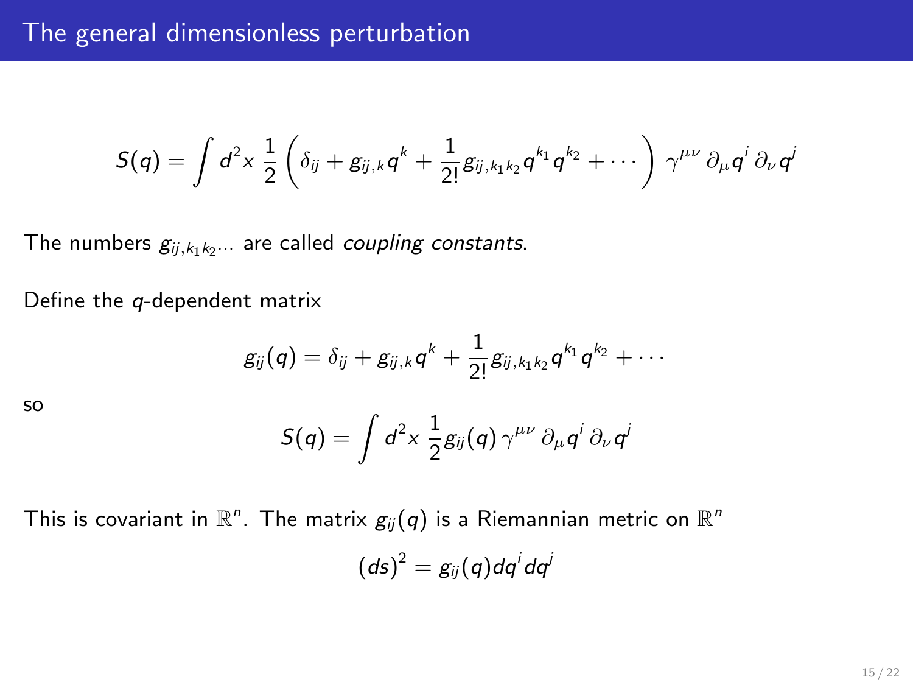# The general dimensionless perturbation

$$S(q) = \int d^2x \; \frac{1}{2} \left( \delta_{ij} + g_{ij,k} q^k + \frac{1}{2!} g_{ij,k_1 k_2} q^{k_1} q^{k_2} + \cdots \right) \gamma^{\mu\nu} \, \partial_\mu q^i \, \partial_\nu q^j$$

The numbers $g_{ij,k_1 k_2 \cdots}$ are called *coupling constants*.

Define the $q$-dependent matrix

$$g_{ij}(q) = \delta_{ij} + g_{ij,k} q^k + \frac{1}{2!} g_{ij,k_1 k_2} q^{k_1} q^{k_2} + \cdots$$

so

$$S(q) = \int d^2x \; \frac{1}{2} g_{ij}(q) \, \gamma^{\mu\nu} \, \partial_\mu q^i \, \partial_\nu q^j$$

This is covariant in $\mathbb{R}^n$. The matrix $g_{ij}(q)$ is a Riemannian metric on $\mathbb{R}^n$

$$(ds)^2 = g_{ij}(q) dq^i dq^j$$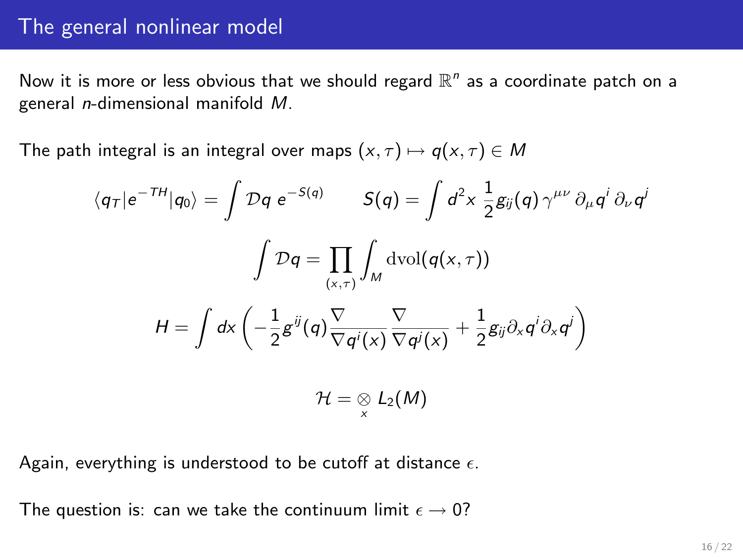# The general nonlinear model

Now it is more or less obvious that we should regard $\mathbb{R}^n$ as a coordinate patch on a general $n$-dimensional manifold $M$.

The path integral is an integral over maps $(x,\tau) \mapsto q(x,\tau) \in M$

$$\langle q_T | e^{-TH} | q_0 \rangle = \int \mathcal{D}q \; e^{-S(q)} \qquad S(q) = \int d^2x \, \frac{1}{2} g_{ij}(q) \, \gamma^{\mu\nu} \, \partial_\mu q^i \, \partial_\nu q^j$$

$$\int \mathcal{D}q = \prod_{(x,\tau)} \int_M \mathrm{dvol}(q(x,\tau))$$

$$H = \int dx \left( -\frac{1}{2} g^{ij}(q) \frac{\nabla}{\nabla q^i(x)} \frac{\nabla}{\nabla q^j(x)} + \frac{1}{2} g_{ij} \partial_x q^i \partial_x q^j \right)$$

$$\mathcal{H} = \bigotimes_x L_2(M)$$

Again, everything is understood to be cutoff at distance $\epsilon$.

The question is: can we take the continuum limit $\epsilon \to 0$?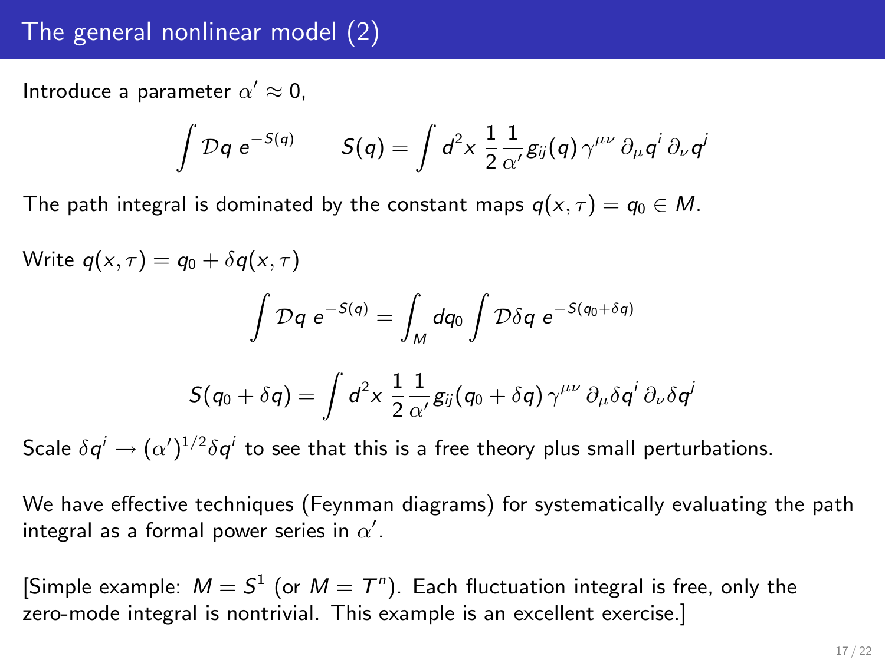# The general nonlinear model (2)

Introduce a parameter $\alpha' \approx 0$,

$$\int \mathcal{D}q\ e^{-S(q)} \qquad S(q) = \int d^2x\ \frac{1}{2}\frac{1}{\alpha'} g_{ij}(q)\,\gamma^{\mu\nu}\,\partial_\mu q^i\,\partial_\nu q^j$$

The path integral is dominated by the constant maps $q(x,\tau) = q_0 \in M$.

Write $q(x,\tau) = q_0 + \delta q(x,\tau)$

$$\int \mathcal{D}q\ e^{-S(q)} = \int_M dq_0 \int \mathcal{D}\delta q\ e^{-S(q_0+\delta q)}$$

$$S(q_0+\delta q) = \int d^2x\ \frac{1}{2}\frac{1}{\alpha'} g_{ij}(q_0+\delta q)\,\gamma^{\mu\nu}\,\partial_\mu \delta q^i\,\partial_\nu \delta q^j$$

Scale $\delta q^i \to (\alpha')^{1/2}\delta q^i$ to see that this is a free theory plus small perturbations.

We have effective techniques (Feynman diagrams) for systematically evaluating the path integral as a formal power series in $\alpha'$.

[Simple example: $M = S^1$ (or $M = T^n$). Each fluctuation integral is free, only the zero-mode integral is nontrivial. This example is an excellent exercise.]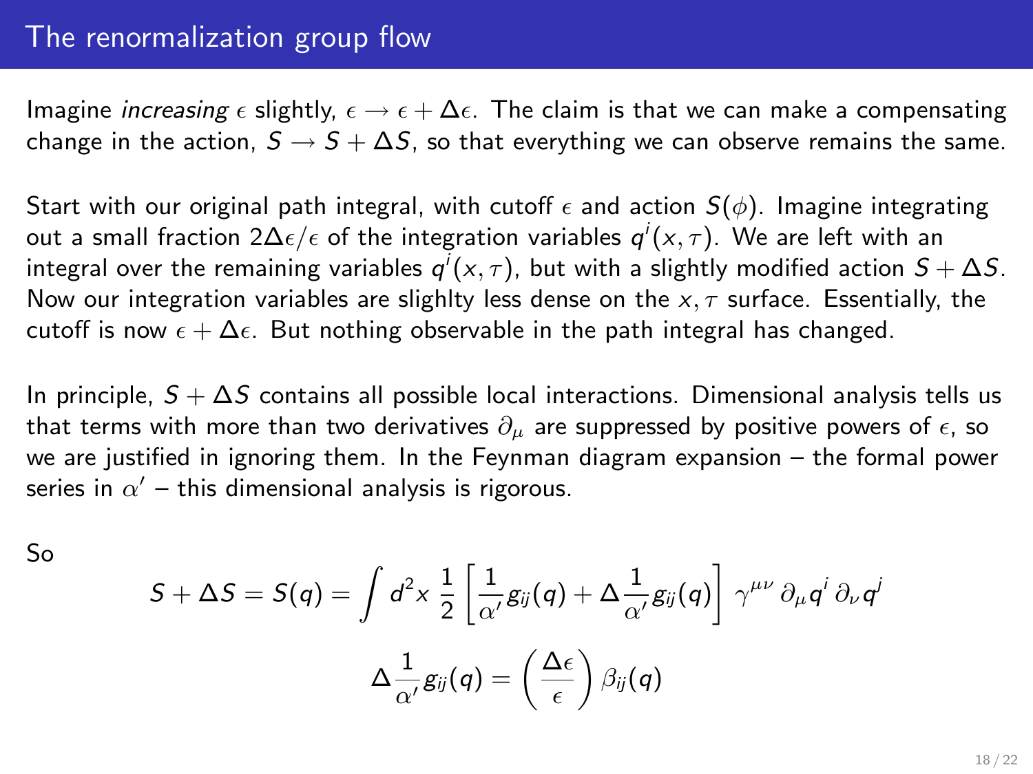## The renormalization group flow

Imagine *increasing* $\epsilon$ slightly, $\epsilon \to \epsilon + \Delta\epsilon$. The claim is that we can make a compensating change in the action, $S \to S + \Delta S$, so that everything we can observe remains the same.

Start with our original path integral, with cutoff $\epsilon$ and action $S(\phi)$. Imagine integrating out a small fraction $2\Delta\epsilon/\epsilon$ of the integration variables $q^i(x,\tau)$. We are left with an integral over the remaining variables $q^i(x,\tau)$, but with a slightly modified action $S + \Delta S$. Now our integration variables are slighlty less dense on the $x,\tau$ surface. Essentially, the cutoff is now $\epsilon + \Delta\epsilon$. But nothing observable in the path integral has changed.

In principle, $S + \Delta S$ contains all possible local interactions. Dimensional analysis tells us that terms with more than two derivatives $\partial_\mu$ are suppressed by positive powers of $\epsilon$, so we are justified in ignoring them. In the Feynman diagram expansion – the formal power series in $\alpha'$ – this dimensional analysis is rigorous.

So

$$S + \Delta S = S(q) = \int d^2x\, \frac{1}{2}\left[\frac{1}{\alpha'} g_{ij}(q) + \Delta \frac{1}{\alpha'} g_{ij}(q)\right] \gamma^{\mu\nu}\, \partial_\mu q^i\, \partial_\nu q^j$$

$$\Delta \frac{1}{\alpha'} g_{ij}(q) = \left(\frac{\Delta\epsilon}{\epsilon}\right) \beta_{ij}(q)$$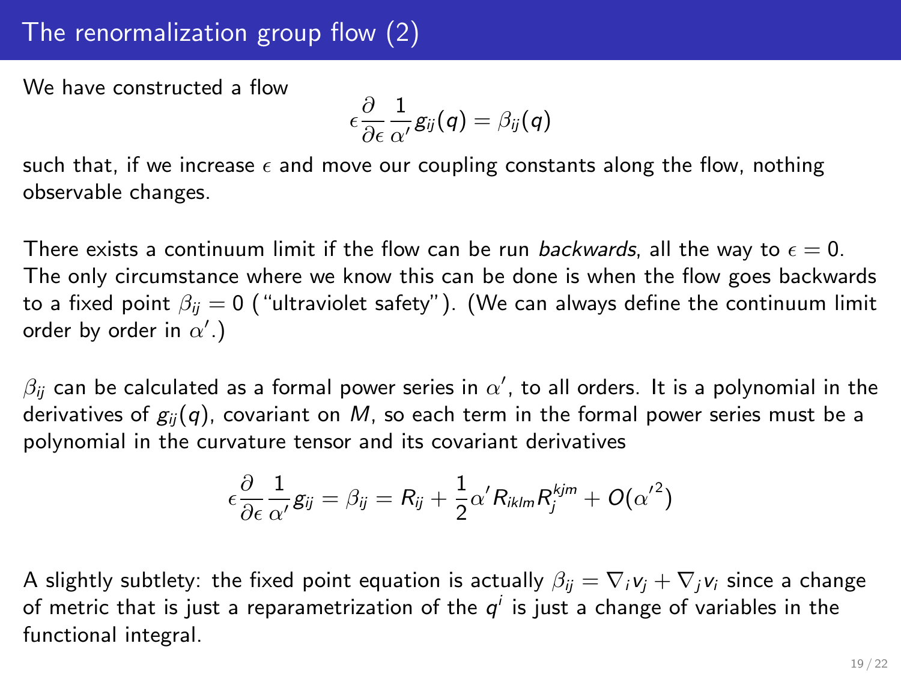# The renormalization group flow (2)

We have constructed a flow

$$\epsilon \frac{\partial}{\partial \epsilon} \frac{1}{\alpha'} g_{ij}(q) = \beta_{ij}(q)$$

such that, if we increase $\epsilon$ and move our coupling constants along the flow, nothing observable changes.

There exists a continuum limit if the flow can be run *backwards*, all the way to $\epsilon = 0$. The only circumstance where we know this can be done is when the flow goes backwards to a fixed point $\beta_{ij} = 0$ ("ultraviolet safety"). (We can always define the continuum limit order by order in $\alpha'$.)

$\beta_{ij}$ can be calculated as a formal power series in $\alpha'$, to all orders. It is a polynomial in the derivatives of $g_{ij}(q)$, covariant on $M$, so each term in the formal power series must be a polynomial in the curvature tensor and its covariant derivatives

$$\epsilon \frac{\partial}{\partial \epsilon} \frac{1}{\alpha'} g_{ij} = \beta_{ij} = R_{ij} + \frac{1}{2} \alpha' R_{iklm} R_j^{\ kjm} + O({\alpha'}^2)$$

A slightly subtlety: the fixed point equation is actually $\beta_{ij} = \nabla_i v_j + \nabla_j v_i$ since a change of metric that is just a reparametrization of the $q^i$ is just a change of variables in the functional integral.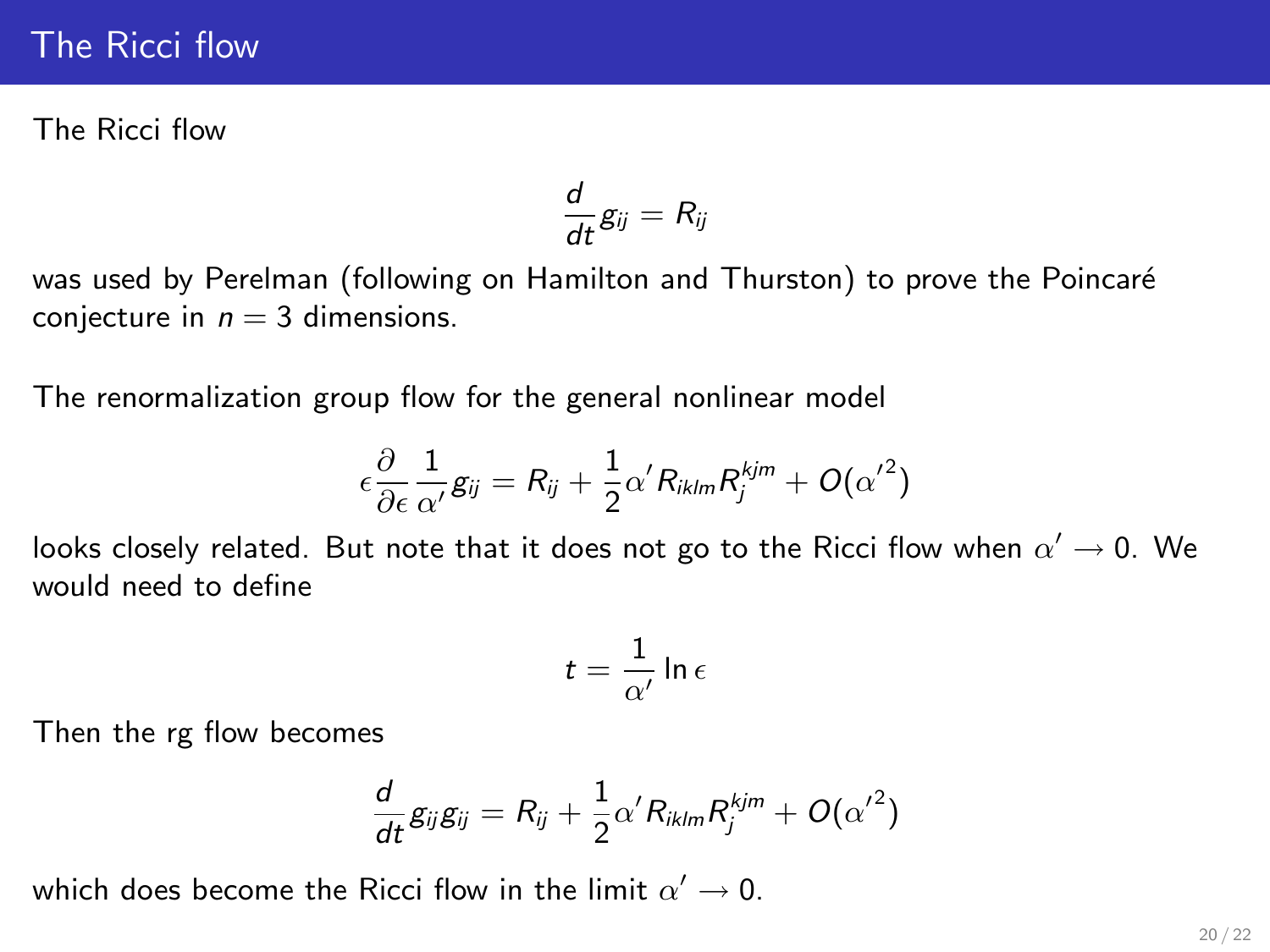# The Ricci flow

The Ricci flow

$$\frac{d}{dt} g_{ij} = R_{ij}$$

was used by Perelman (following on Hamilton and Thurston) to prove the Poincaré conjecture in $n = 3$ dimensions.

The renormalization group flow for the general nonlinear model

$$\epsilon \frac{\partial}{\partial \epsilon} \frac{1}{\alpha'} g_{ij} = R_{ij} + \frac{1}{2} \alpha' R_{iklm} R_j^{kjm} + O({\alpha'}^2)$$

looks closely related. But note that it does not go to the Ricci flow when $\alpha' \to 0$. We would need to define

$$t = \frac{1}{\alpha'} \ln \epsilon$$

Then the rg flow becomes

$$\frac{d}{dt} g_{ij} g_{ij} = R_{ij} + \frac{1}{2} \alpha' R_{iklm} R_j^{kjm} + O({\alpha'}^2)$$

which does become the Ricci flow in the limit $\alpha' \to 0$.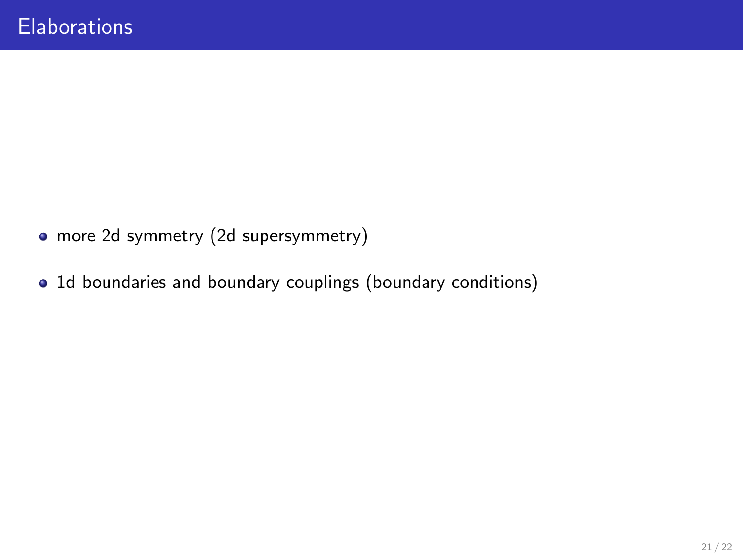# Elaborations

- more 2d symmetry (2d supersymmetry)
- 1d boundaries and boundary couplings (boundary conditions)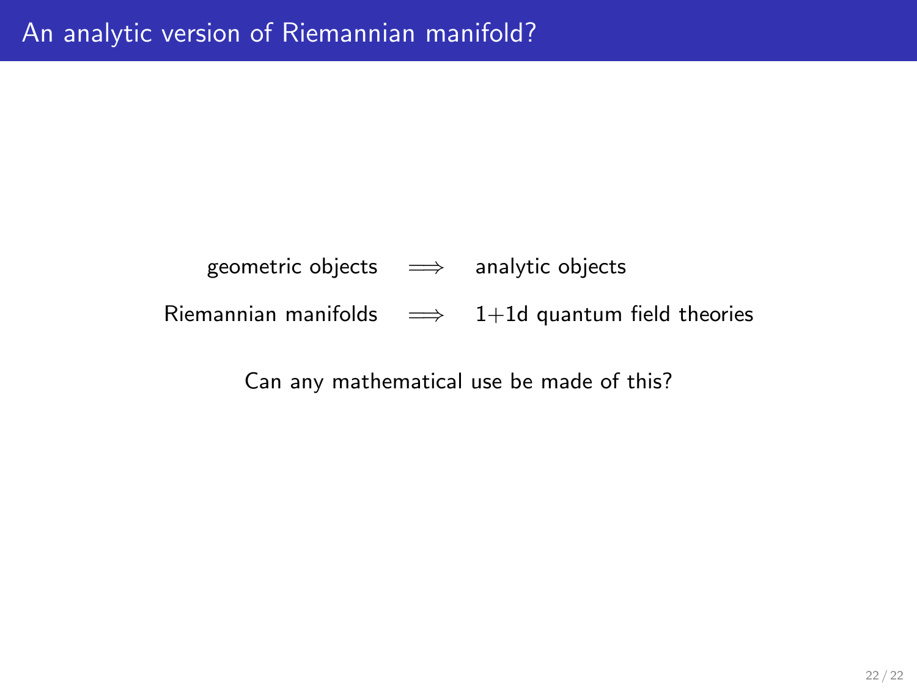# An analytic version of Riemannian manifold?

geometric objects $\implies$ analytic objects

Riemannian manifolds $\implies$ 1+1d quantum field theories

Can any mathematical use be made of this?